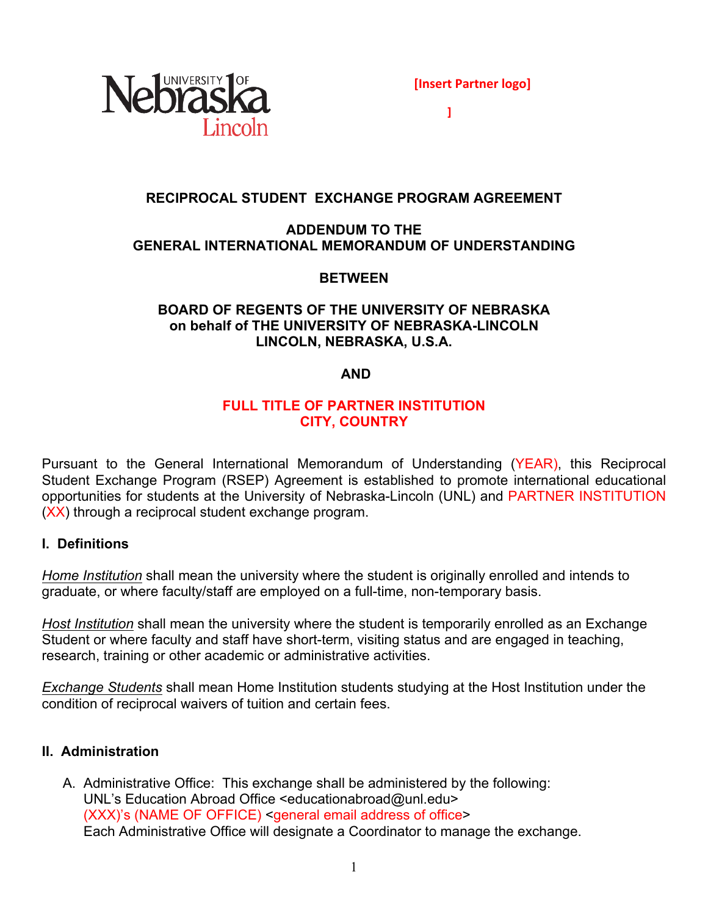**[Insert Partner logo]**

**]**

# RECIPROCAL STUDENT EXCHANGE PROGRAM AGREEMENT

## ADDENDUM TO THE GENERAL INTERNATIONAL MEMORANDUM OF UNDERSTANDING

**BETWEEN**

**BOARD OF REGENTS OF THE UNIVERSITY OF NEBRASKA**
**on behalf of THE UNIVERSITY OF NEBRASKA-LINCOLN**
**LINCOLN, NEBRASKA, U.S.A.**

**AND**

**FULL TITLE OF PARTNER INSTITUTION**
**CITY, COUNTRY**

Pursuant to the General International Memorandum of Understanding (YEAR), this Reciprocal Student Exchange Program (RSEP) Agreement is established to promote international educational opportunities for students at the University of Nebraska-Lincoln (UNL) and PARTNER INSTITUTION (XX) through a reciprocal student exchange program.

### I. Definitions

*Home Institution* shall mean the university where the student is originally enrolled and intends to graduate, or where faculty/staff are employed on a full-time, non-temporary basis.

*Host Institution* shall mean the university where the student is temporarily enrolled as an Exchange Student or where faculty and staff have short-term, visiting status and are engaged in teaching, research, training or other academic or administrative activities.

*Exchange Students* shall mean Home Institution students studying at the Host Institution under the condition of reciprocal waivers of tuition and certain fees.

### II. Administration

A. Administrative Office: This exchange shall be administered by the following:
UNL's Education Abroad Office <educationabroad@unl.edu>
(XXX)'s (NAME OF OFFICE) <general email address of office>
Each Administrative Office will designate a Coordinator to manage the exchange.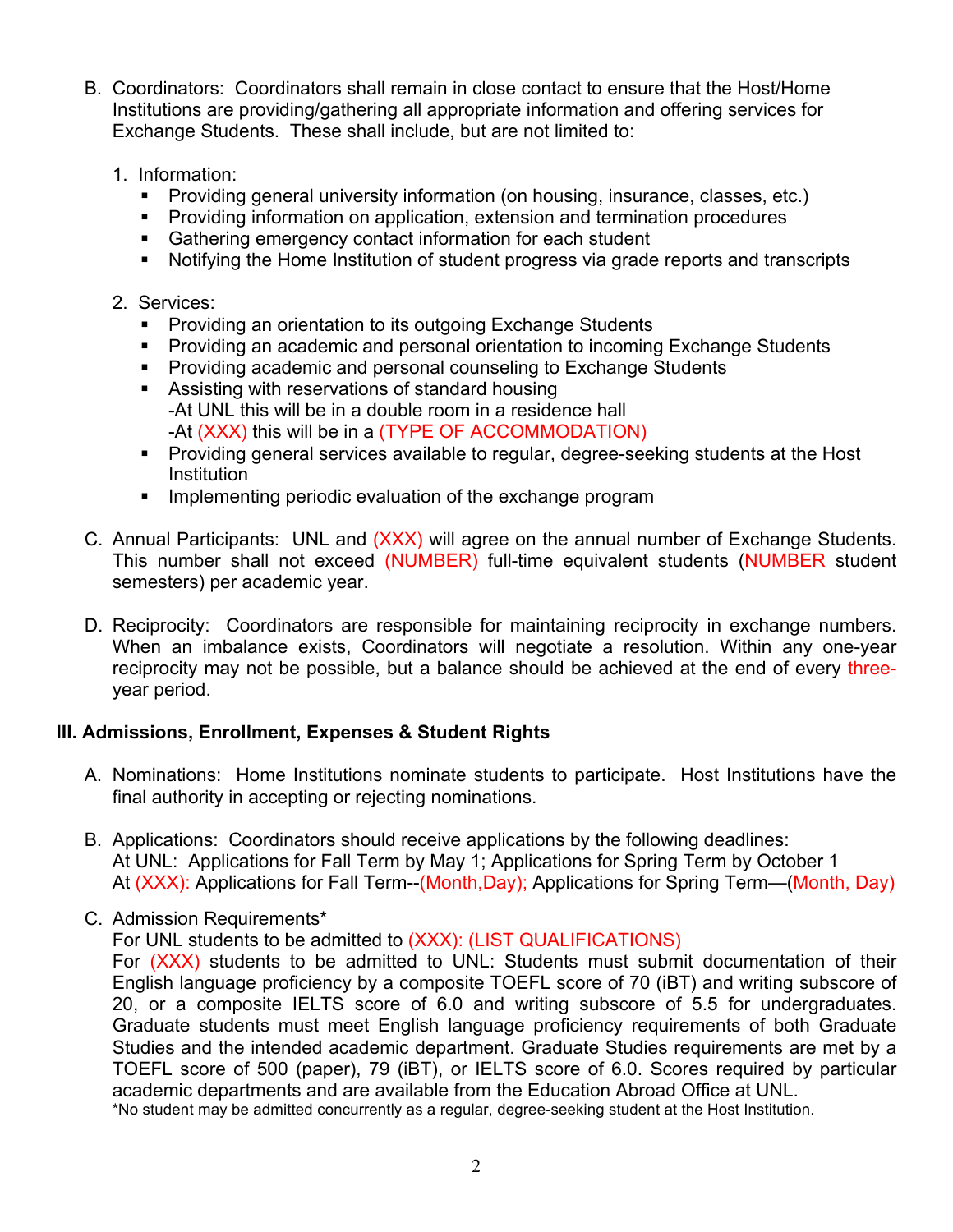B. Coordinators: Coordinators shall remain in close contact to ensure that the Host/Home Institutions are providing/gathering all appropriate information and offering services for Exchange Students. These shall include, but are not limited to:

1. Information:
   - Providing general university information (on housing, insurance, classes, etc.)
   - Providing information on application, extension and termination procedures
   - Gathering emergency contact information for each student
   - Notifying the Home Institution of student progress via grade reports and transcripts

2. Services:
   - Providing an orientation to its outgoing Exchange Students
   - Providing an academic and personal orientation to incoming Exchange Students
   - Providing academic and personal counseling to Exchange Students
   - Assisting with reservations of standard housing  
     -At UNL this will be in a double room in a residence hall  
     -At (XXX) this will be in a (TYPE OF ACCOMMODATION)
   - Providing general services available to regular, degree-seeking students at the Host Institution
   - Implementing periodic evaluation of the exchange program

C. Annual Participants: UNL and (XXX) will agree on the annual number of Exchange Students. This number shall not exceed (NUMBER) full-time equivalent students (NUMBER student semesters) per academic year.

D. Reciprocity: Coordinators are responsible for maintaining reciprocity in exchange numbers. When an imbalance exists, Coordinators will negotiate a resolution. Within any one-year reciprocity may not be possible, but a balance should be achieved at the end of every three-year period.

### III. Admissions, Enrollment, Expenses & Student Rights

A. Nominations: Home Institutions nominate students to participate. Host Institutions have the final authority in accepting or rejecting nominations.

B. Applications: Coordinators should receive applications by the following deadlines:  
At UNL: Applications for Fall Term by May 1; Applications for Spring Term by October 1  
At (XXX): Applications for Fall Term--(Month,Day); Applications for Spring Term—(Month, Day)

C. Admission Requirements*  
For UNL students to be admitted to (XXX): (LIST QUALIFICATIONS)  
For (XXX) students to be admitted to UNL: Students must submit documentation of their English language proficiency by a composite TOEFL score of 70 (iBT) and writing subscore of 20, or a composite IELTS score of 6.0 and writing subscore of 5.5 for undergraduates. Graduate students must meet English language proficiency requirements of both Graduate Studies and the intended academic department. Graduate Studies requirements are met by a TOEFL score of 500 (paper), 79 (iBT), or IELTS score of 6.0. Scores required by particular academic departments and are available from the Education Abroad Office at UNL.  
*No student may be admitted concurrently as a regular, degree-seeking student at the Host Institution.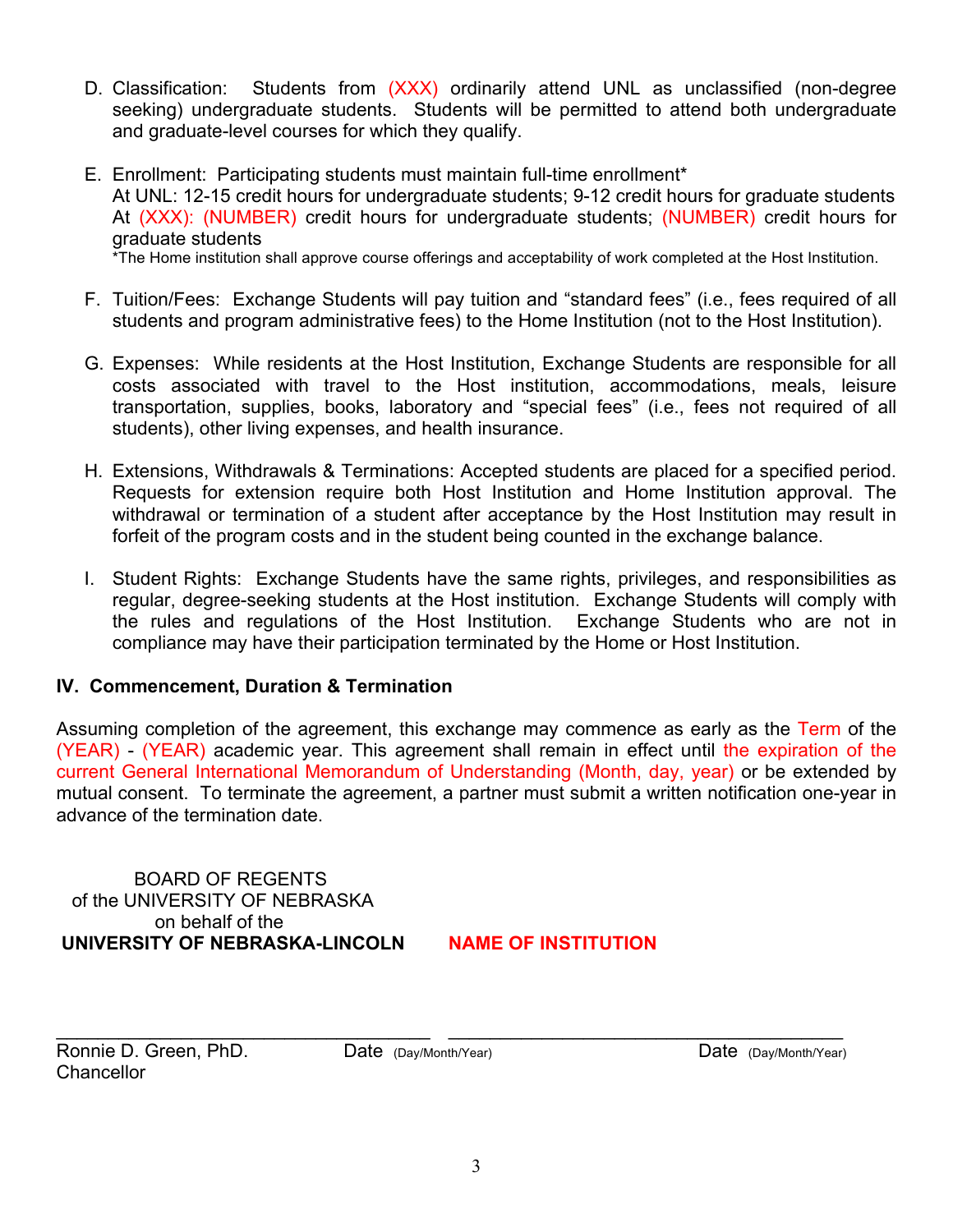D. Classification: Students from (XXX) ordinarily attend UNL as unclassified (non-degree seeking) undergraduate students. Students will be permitted to attend both undergraduate and graduate-level courses for which they qualify.

E. Enrollment: Participating students must maintain full-time enrollment*
At UNL: 12-15 credit hours for undergraduate students; 9-12 credit hours for graduate students
At (XXX): (NUMBER) credit hours for undergraduate students; (NUMBER) credit hours for graduate students
*The Home institution shall approve course offerings and acceptability of work completed at the Host Institution.

F. Tuition/Fees: Exchange Students will pay tuition and "standard fees" (i.e., fees required of all students and program administrative fees) to the Home Institution (not to the Host Institution).

G. Expenses: While residents at the Host Institution, Exchange Students are responsible for all costs associated with travel to the Host institution, accommodations, meals, leisure transportation, supplies, books, laboratory and "special fees" (i.e., fees not required of all students), other living expenses, and health insurance.

H. Extensions, Withdrawals & Terminations: Accepted students are placed for a specified period. Requests for extension require both Host Institution and Home Institution approval. The withdrawal or termination of a student after acceptance by the Host Institution may result in forfeit of the program costs and in the student being counted in the exchange balance.

I. Student Rights: Exchange Students have the same rights, privileges, and responsibilities as regular, degree-seeking students at the Host institution. Exchange Students will comply with the rules and regulations of the Host Institution. Exchange Students who are not in compliance may have their participation terminated by the Home or Host Institution.

## IV. Commencement, Duration & Termination

Assuming completion of the agreement, this exchange may commence as early as the Term of the (YEAR) - (YEAR) academic year. This agreement shall remain in effect until the expiration of the current General International Memorandum of Understanding (Month, day, year) or be extended by mutual consent. To terminate the agreement, a partner must submit a written notification one-year in advance of the termination date.

BOARD OF REGENTS
of the UNIVERSITY OF NEBRASKA
on behalf of the
**UNIVERSITY OF NEBRASKA-LINCOLN**

**NAME OF INSTITUTION**

\_\_\_\_\_\_\_\_\_\_\_\_\_\_\_\_\_\_\_\_\_\_\_\_\_\_\_\_\_\_\_\_\_\_\_
Ronnie D. Green, PhD. Date (Day/Month/Year)
Chancellor

\_\_\_\_\_\_\_\_\_\_\_\_\_\_\_\_\_\_\_\_\_\_\_\_\_\_\_\_\_\_\_\_\_\_\_
Date (Day/Month/Year)